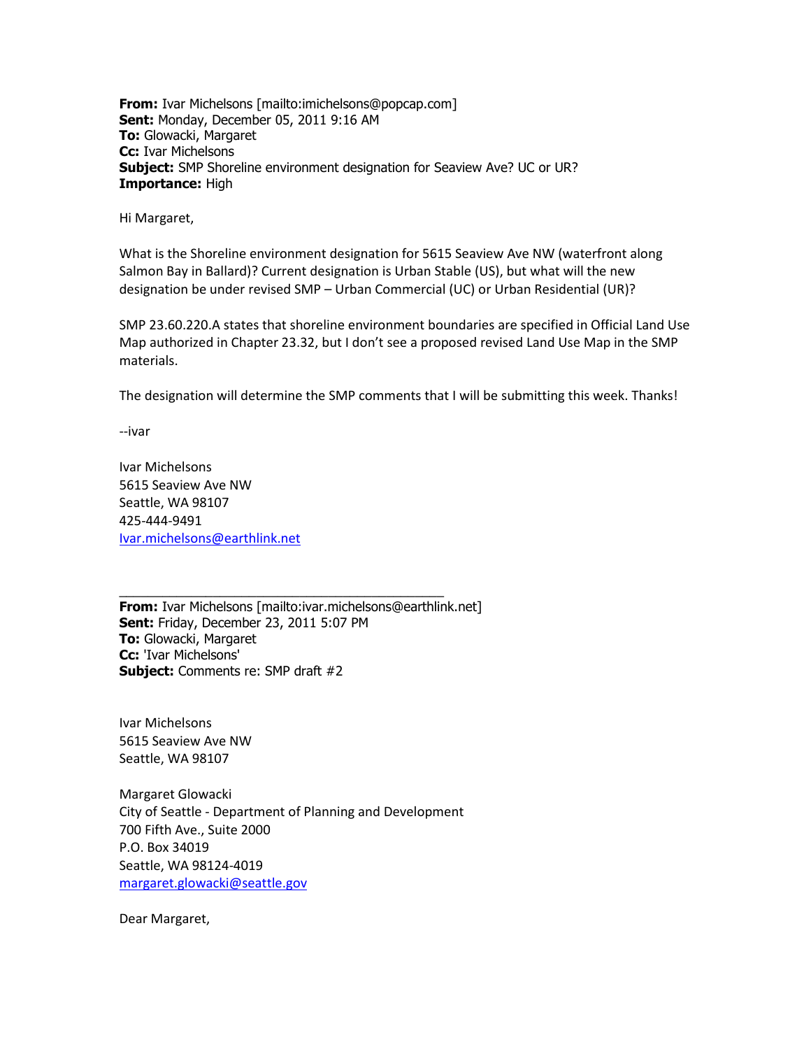**From:** Ivar Michelsons [mailto:imichelsons@popcap.com]
**Sent:** Monday, December 05, 2011 9:16 AM
**To:** Glowacki, Margaret
**Cc:** Ivar Michelsons
**Subject:** SMP Shoreline environment designation for Seaview Ave? UC or UR?
**Importance:** High

Hi Margaret,

What is the Shoreline environment designation for 5615 Seaview Ave NW (waterfront along Salmon Bay in Ballard)? Current designation is Urban Stable (US), but what will the new designation be under revised SMP – Urban Commercial (UC) or Urban Residential (UR)?

SMP 23.60.220.A states that shoreline environment boundaries are specified in Official Land Use Map authorized in Chapter 23.32, but I don't see a proposed revised Land Use Map in the SMP materials.

The designation will determine the SMP comments that I will be submitting this week. Thanks!

--ivar

Ivar Michelsons
5615 Seaview Ave NW
Seattle, WA 98107
425-444-9491
Ivar.michelsons@earthlink.net

---

**From:** Ivar Michelsons [mailto:ivar.michelsons@earthlink.net]
**Sent:** Friday, December 23, 2011 5:07 PM
**To:** Glowacki, Margaret
**Cc:** 'Ivar Michelsons'
**Subject:** Comments re: SMP draft #2

Ivar Michelsons
5615 Seaview Ave NW
Seattle, WA 98107

Margaret Glowacki
City of Seattle - Department of Planning and Development
700 Fifth Ave., Suite 2000
P.O. Box 34019
Seattle, WA 98124-4019
margaret.glowacki@seattle.gov

Dear Margaret,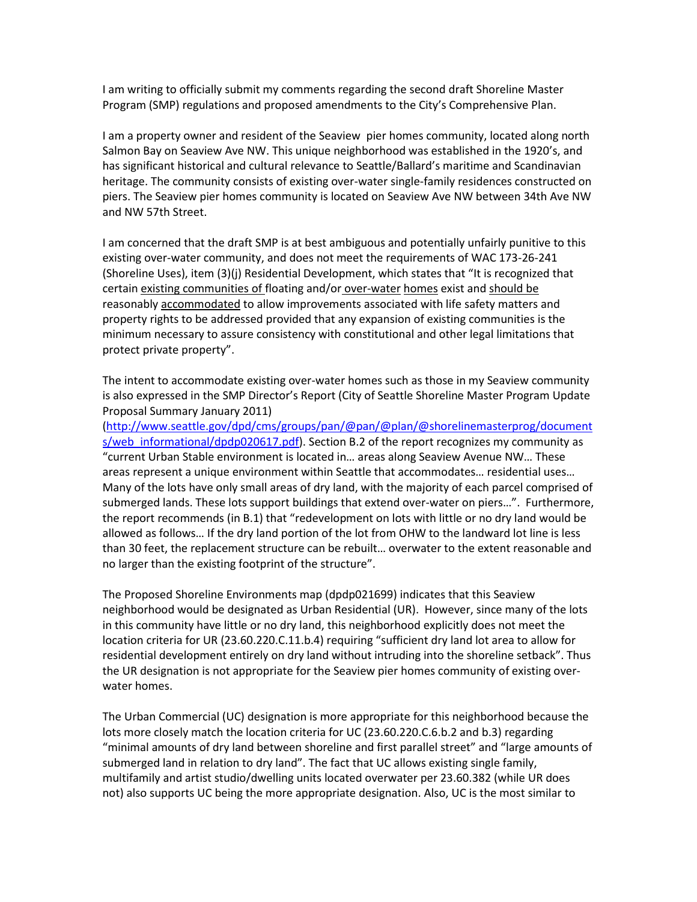I am writing to officially submit my comments regarding the second draft Shoreline Master Program (SMP) regulations and proposed amendments to the City's Comprehensive Plan.

I am a property owner and resident of the Seaview pier homes community, located along north Salmon Bay on Seaview Ave NW. This unique neighborhood was established in the 1920's, and has significant historical and cultural relevance to Seattle/Ballard's maritime and Scandinavian heritage. The community consists of existing over-water single-family residences constructed on piers. The Seaview pier homes community is located on Seaview Ave NW between 34th Ave NW and NW 57th Street.

I am concerned that the draft SMP is at best ambiguous and potentially unfairly punitive to this existing over-water community, and does not meet the requirements of WAC 173-26-241 (Shoreline Uses), item (3)(j) Residential Development, which states that "It is recognized that certain existing communities of floating and/or over-water homes exist and should be reasonably accommodated to allow improvements associated with life safety matters and property rights to be addressed provided that any expansion of existing communities is the minimum necessary to assure consistency with constitutional and other legal limitations that protect private property".

The intent to accommodate existing over-water homes such as those in my Seaview community is also expressed in the SMP Director's Report (City of Seattle Shoreline Master Program Update Proposal Summary January 2011) (http://www.seattle.gov/dpd/cms/groups/pan/@pan/@plan/@shorelinemasterprog/documents/web_informational/dpdp020617.pdf). Section B.2 of the report recognizes my community as "current Urban Stable environment is located in… areas along Seaview Avenue NW… These areas represent a unique environment within Seattle that accommodates… residential uses… Many of the lots have only small areas of dry land, with the majority of each parcel comprised of submerged lands. These lots support buildings that extend over-water on piers…". Furthermore, the report recommends (in B.1) that "redevelopment on lots with little or no dry land would be allowed as follows… If the dry land portion of the lot from OHW to the landward lot line is less than 30 feet, the replacement structure can be rebuilt… overwater to the extent reasonable and no larger than the existing footprint of the structure".

The Proposed Shoreline Environments map (dpdp021699) indicates that this Seaview neighborhood would be designated as Urban Residential (UR). However, since many of the lots in this community have little or no dry land, this neighborhood explicitly does not meet the location criteria for UR (23.60.220.C.11.b.4) requiring "sufficient dry land lot area to allow for residential development entirely on dry land without intruding into the shoreline setback". Thus the UR designation is not appropriate for the Seaview pier homes community of existing over-water homes.

The Urban Commercial (UC) designation is more appropriate for this neighborhood because the lots more closely match the location criteria for UC (23.60.220.C.6.b.2 and b.3) regarding "minimal amounts of dry land between shoreline and first parallel street" and "large amounts of submerged land in relation to dry land". The fact that UC allows existing single family, multifamily and artist studio/dwelling units located overwater per 23.60.382 (while UR does not) also supports UC being the more appropriate designation. Also, UC is the most similar to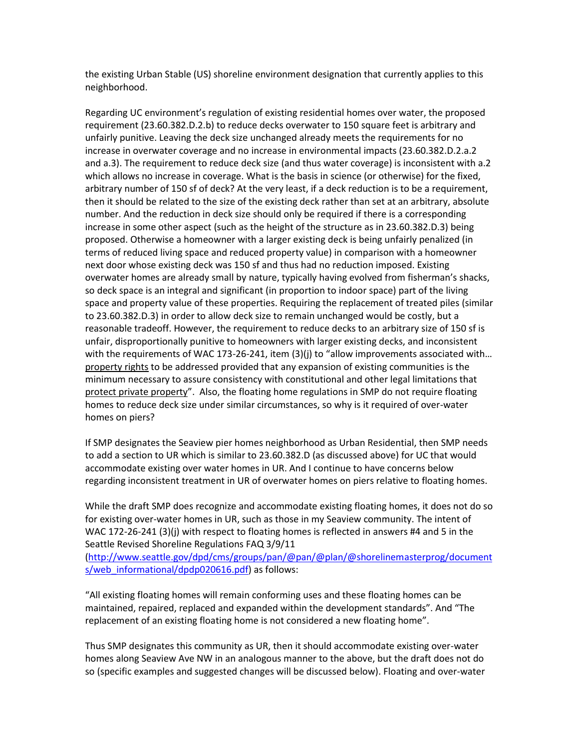the existing Urban Stable (US) shoreline environment designation that currently applies to this neighborhood.

Regarding UC environment's regulation of existing residential homes over water, the proposed requirement (23.60.382.D.2.b) to reduce decks overwater to 150 square feet is arbitrary and unfairly punitive. Leaving the deck size unchanged already meets the requirements for no increase in overwater coverage and no increase in environmental impacts (23.60.382.D.2.a.2 and a.3). The requirement to reduce deck size (and thus water coverage) is inconsistent with a.2 which allows no increase in coverage. What is the basis in science (or otherwise) for the fixed, arbitrary number of 150 sf of deck? At the very least, if a deck reduction is to be a requirement, then it should be related to the size of the existing deck rather than set at an arbitrary, absolute number. And the reduction in deck size should only be required if there is a corresponding increase in some other aspect (such as the height of the structure as in 23.60.382.D.3) being proposed. Otherwise a homeowner with a larger existing deck is being unfairly penalized (in terms of reduced living space and reduced property value) in comparison with a homeowner next door whose existing deck was 150 sf and thus had no reduction imposed. Existing overwater homes are already small by nature, typically having evolved from fisherman's shacks, so deck space is an integral and significant (in proportion to indoor space) part of the living space and property value of these properties. Requiring the replacement of treated piles (similar to 23.60.382.D.3) in order to allow deck size to remain unchanged would be costly, but a reasonable tradeoff. However, the requirement to reduce decks to an arbitrary size of 150 sf is unfair, disproportionally punitive to homeowners with larger existing decks, and inconsistent with the requirements of WAC 173-26-241, item (3)(j) to "allow improvements associated with… <u>property rights</u> to be addressed provided that any expansion of existing communities is the minimum necessary to assure consistency with constitutional and other legal limitations that <u>protect private property</u>". Also, the floating home regulations in SMP do not require floating homes to reduce deck size under similar circumstances, so why is it required of over-water homes on piers?

If SMP designates the Seaview pier homes neighborhood as Urban Residential, then SMP needs to add a section to UR which is similar to 23.60.382.D (as discussed above) for UC that would accommodate existing over water homes in UR. And I continue to have concerns below regarding inconsistent treatment in UR of overwater homes on piers relative to floating homes.

While the draft SMP does recognize and accommodate existing floating homes, it does not do so for existing over-water homes in UR, such as those in my Seaview community. The intent of WAC 172-26-241 (3)(j) with respect to floating homes is reflected in answers #4 and 5 in the Seattle Revised Shoreline Regulations FAQ 3/9/11 ([http://www.seattle.gov/dpd/cms/groups/pan/@pan/@plan/@shorelinemasterprog/documents/web_informational/dpdp020616.pdf](http://www.seattle.gov/dpd/cms/groups/pan/@pan/@plan/@shorelinemasterprog/documents/web_informational/dpdp020616.pdf)) as follows:

"All existing floating homes will remain conforming uses and these floating homes can be maintained, repaired, replaced and expanded within the development standards". And "The replacement of an existing floating home is not considered a new floating home".

Thus SMP designates this community as UR, then it should accommodate existing over-water homes along Seaview Ave NW in an analogous manner to the above, but the draft does not do so (specific examples and suggested changes will be discussed below). Floating and over-water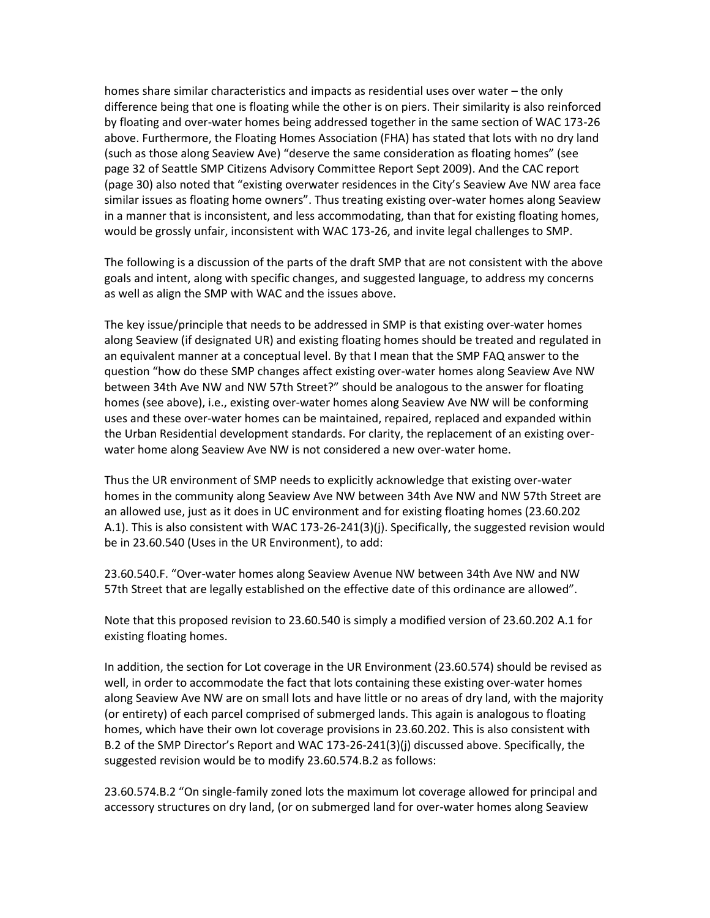homes share similar characteristics and impacts as residential uses over water – the only difference being that one is floating while the other is on piers. Their similarity is also reinforced by floating and over-water homes being addressed together in the same section of WAC 173-26 above. Furthermore, the Floating Homes Association (FHA) has stated that lots with no dry land (such as those along Seaview Ave) "deserve the same consideration as floating homes" (see page 32 of Seattle SMP Citizens Advisory Committee Report Sept 2009). And the CAC report (page 30) also noted that "existing overwater residences in the City's Seaview Ave NW area face similar issues as floating home owners". Thus treating existing over-water homes along Seaview in a manner that is inconsistent, and less accommodating, than that for existing floating homes, would be grossly unfair, inconsistent with WAC 173-26, and invite legal challenges to SMP.

The following is a discussion of the parts of the draft SMP that are not consistent with the above goals and intent, along with specific changes, and suggested language, to address my concerns as well as align the SMP with WAC and the issues above.

The key issue/principle that needs to be addressed in SMP is that existing over-water homes along Seaview (if designated UR) and existing floating homes should be treated and regulated in an equivalent manner at a conceptual level. By that I mean that the SMP FAQ answer to the question "how do these SMP changes affect existing over-water homes along Seaview Ave NW between 34th Ave NW and NW 57th Street?" should be analogous to the answer for floating homes (see above), i.e., existing over-water homes along Seaview Ave NW will be conforming uses and these over-water homes can be maintained, repaired, replaced and expanded within the Urban Residential development standards. For clarity, the replacement of an existing over-water home along Seaview Ave NW is not considered a new over-water home.

Thus the UR environment of SMP needs to explicitly acknowledge that existing over-water homes in the community along Seaview Ave NW between 34th Ave NW and NW 57th Street are an allowed use, just as it does in UC environment and for existing floating homes (23.60.202 A.1). This is also consistent with WAC 173-26-241(3)(j). Specifically, the suggested revision would be in 23.60.540 (Uses in the UR Environment), to add:

23.60.540.F. "Over-water homes along Seaview Avenue NW between 34th Ave NW and NW 57th Street that are legally established on the effective date of this ordinance are allowed".

Note that this proposed revision to 23.60.540 is simply a modified version of 23.60.202 A.1 for existing floating homes.

In addition, the section for Lot coverage in the UR Environment (23.60.574) should be revised as well, in order to accommodate the fact that lots containing these existing over-water homes along Seaview Ave NW are on small lots and have little or no areas of dry land, with the majority (or entirety) of each parcel comprised of submerged lands. This again is analogous to floating homes, which have their own lot coverage provisions in 23.60.202. This is also consistent with B.2 of the SMP Director's Report and WAC 173-26-241(3)(j) discussed above. Specifically, the suggested revision would be to modify 23.60.574.B.2 as follows:

23.60.574.B.2 "On single-family zoned lots the maximum lot coverage allowed for principal and accessory structures on dry land, (or on submerged land for over-water homes along Seaview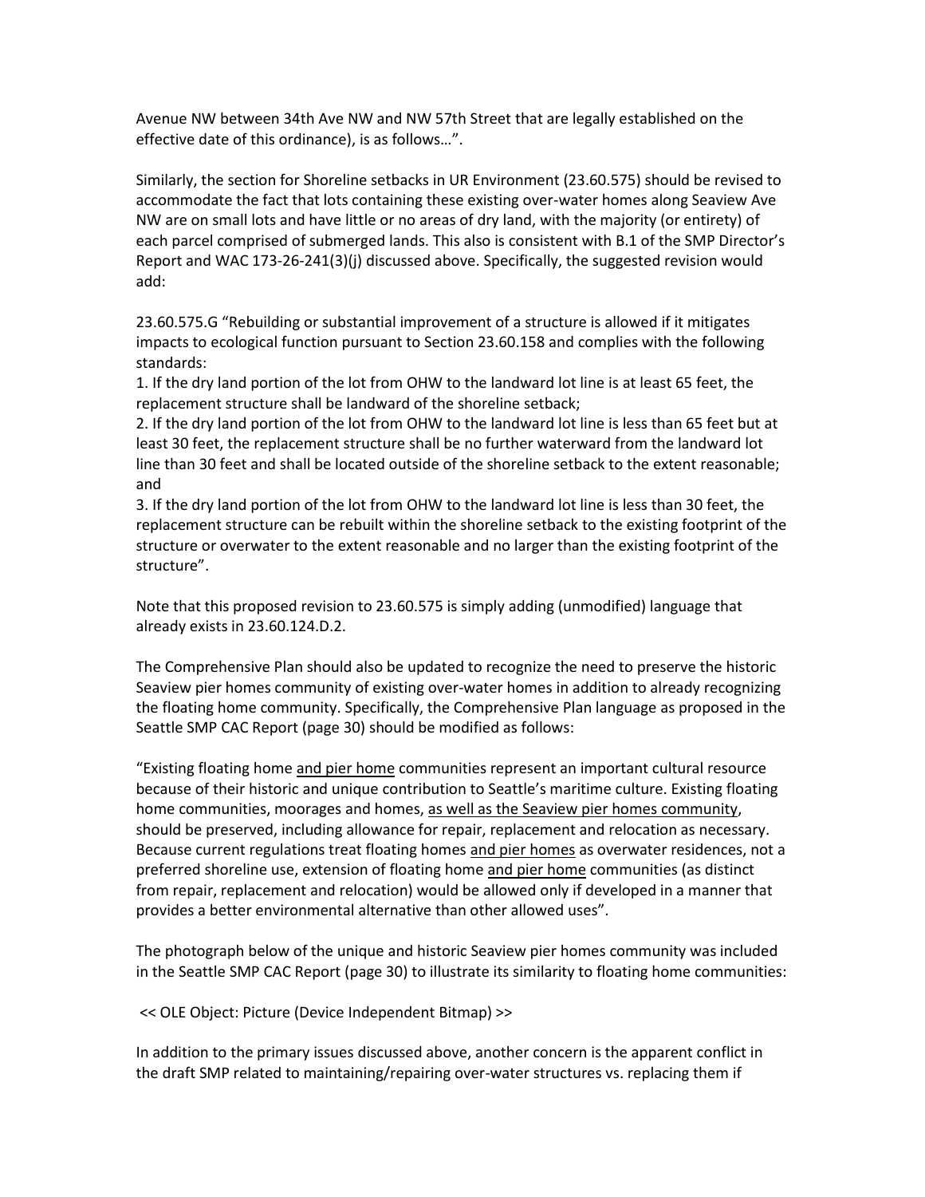Avenue NW between 34th Ave NW and NW 57th Street that are legally established on the effective date of this ordinance), is as follows…".

Similarly, the section for Shoreline setbacks in UR Environment (23.60.575) should be revised to accommodate the fact that lots containing these existing over-water homes along Seaview Ave NW are on small lots and have little or no areas of dry land, with the majority (or entirety) of each parcel comprised of submerged lands. This also is consistent with B.1 of the SMP Director's Report and WAC 173-26-241(3)(j) discussed above. Specifically, the suggested revision would add:

23.60.575.G "Rebuilding or substantial improvement of a structure is allowed if it mitigates impacts to ecological function pursuant to Section 23.60.158 and complies with the following standards:
1. If the dry land portion of the lot from OHW to the landward lot line is at least 65 feet, the replacement structure shall be landward of the shoreline setback;
2. If the dry land portion of the lot from OHW to the landward lot line is less than 65 feet but at least 30 feet, the replacement structure shall be no further waterward from the landward lot line than 30 feet and shall be located outside of the shoreline setback to the extent reasonable; and
3. If the dry land portion of the lot from OHW to the landward lot line is less than 30 feet, the replacement structure can be rebuilt within the shoreline setback to the existing footprint of the structure or overwater to the extent reasonable and no larger than the existing footprint of the structure".

Note that this proposed revision to 23.60.575 is simply adding (unmodified) language that already exists in 23.60.124.D.2.

The Comprehensive Plan should also be updated to recognize the need to preserve the historic Seaview pier homes community of existing over-water homes in addition to already recognizing the floating home community. Specifically, the Comprehensive Plan language as proposed in the Seattle SMP CAC Report (page 30) should be modified as follows:

"Existing floating home <u>and pier home</u> communities represent an important cultural resource because of their historic and unique contribution to Seattle's maritime culture. Existing floating home communities, moorages and homes, <u>as well as the Seaview pier homes community</u>, should be preserved, including allowance for repair, replacement and relocation as necessary. Because current regulations treat floating homes <u>and pier homes</u> as overwater residences, not a preferred shoreline use, extension of floating home <u>and pier home</u> communities (as distinct from repair, replacement and relocation) would be allowed only if developed in a manner that provides a better environmental alternative than other allowed uses".

The photograph below of the unique and historic Seaview pier homes community was included in the Seattle SMP CAC Report (page 30) to illustrate its similarity to floating home communities:

<< OLE Object: Picture (Device Independent Bitmap) >>

In addition to the primary issues discussed above, another concern is the apparent conflict in the draft SMP related to maintaining/repairing over-water structures vs. replacing them if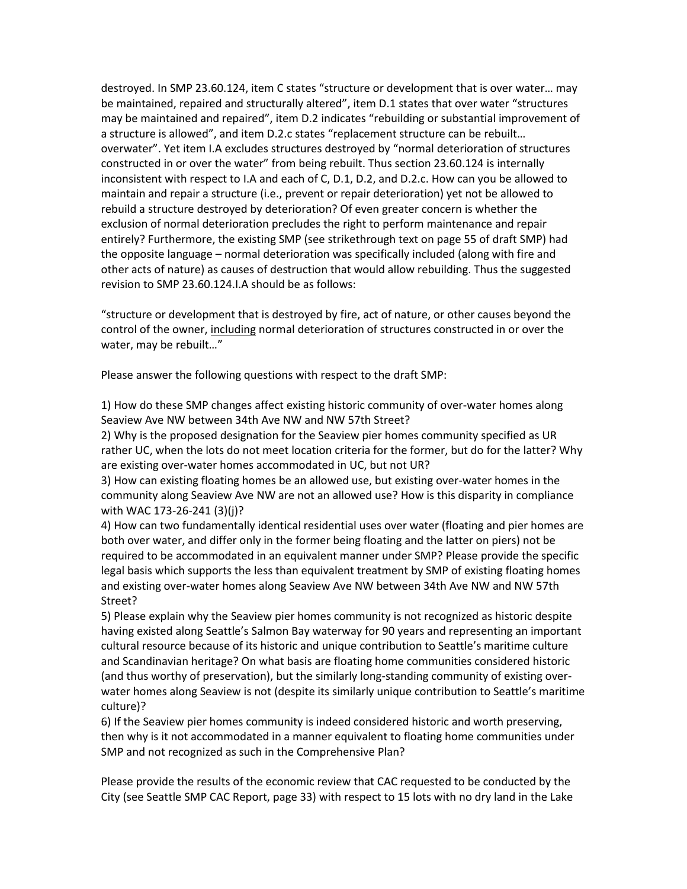destroyed. In SMP 23.60.124, item C states "structure or development that is over water… may be maintained, repaired and structurally altered", item D.1 states that over water "structures may be maintained and repaired", item D.2 indicates "rebuilding or substantial improvement of a structure is allowed", and item D.2.c states "replacement structure can be rebuilt… overwater". Yet item I.A excludes structures destroyed by "normal deterioration of structures constructed in or over the water" from being rebuilt. Thus section 23.60.124 is internally inconsistent with respect to I.A and each of C, D.1, D.2, and D.2.c. How can you be allowed to maintain and repair a structure (i.e., prevent or repair deterioration) yet not be allowed to rebuild a structure destroyed by deterioration? Of even greater concern is whether the exclusion of normal deterioration precludes the right to perform maintenance and repair entirely? Furthermore, the existing SMP (see strikethrough text on page 55 of draft SMP) had the opposite language – normal deterioration was specifically included (along with fire and other acts of nature) as causes of destruction that would allow rebuilding. Thus the suggested revision to SMP 23.60.124.I.A should be as follows:

"structure or development that is destroyed by fire, act of nature, or other causes beyond the control of the owner, <u>including</u> normal deterioration of structures constructed in or over the water, may be rebuilt…"

Please answer the following questions with respect to the draft SMP:

1) How do these SMP changes affect existing historic community of over-water homes along Seaview Ave NW between 34th Ave NW and NW 57th Street?
2) Why is the proposed designation for the Seaview pier homes community specified as UR rather UC, when the lots do not meet location criteria for the former, but do for the latter? Why are existing over-water homes accommodated in UC, but not UR?
3) How can existing floating homes be an allowed use, but existing over-water homes in the community along Seaview Ave NW are not an allowed use? How is this disparity in compliance with WAC 173-26-241 (3)(j)?
4) How can two fundamentally identical residential uses over water (floating and pier homes are both over water, and differ only in the former being floating and the latter on piers) not be required to be accommodated in an equivalent manner under SMP? Please provide the specific legal basis which supports the less than equivalent treatment by SMP of existing floating homes and existing over-water homes along Seaview Ave NW between 34th Ave NW and NW 57th Street?
5) Please explain why the Seaview pier homes community is not recognized as historic despite having existed along Seattle's Salmon Bay waterway for 90 years and representing an important cultural resource because of its historic and unique contribution to Seattle's maritime culture and Scandinavian heritage? On what basis are floating home communities considered historic (and thus worthy of preservation), but the similarly long-standing community of existing over-water homes along Seaview is not (despite its similarly unique contribution to Seattle's maritime culture)?
6) If the Seaview pier homes community is indeed considered historic and worth preserving, then why is it not accommodated in a manner equivalent to floating home communities under SMP and not recognized as such in the Comprehensive Plan?

Please provide the results of the economic review that CAC requested to be conducted by the City (see Seattle SMP CAC Report, page 33) with respect to 15 lots with no dry land in the Lake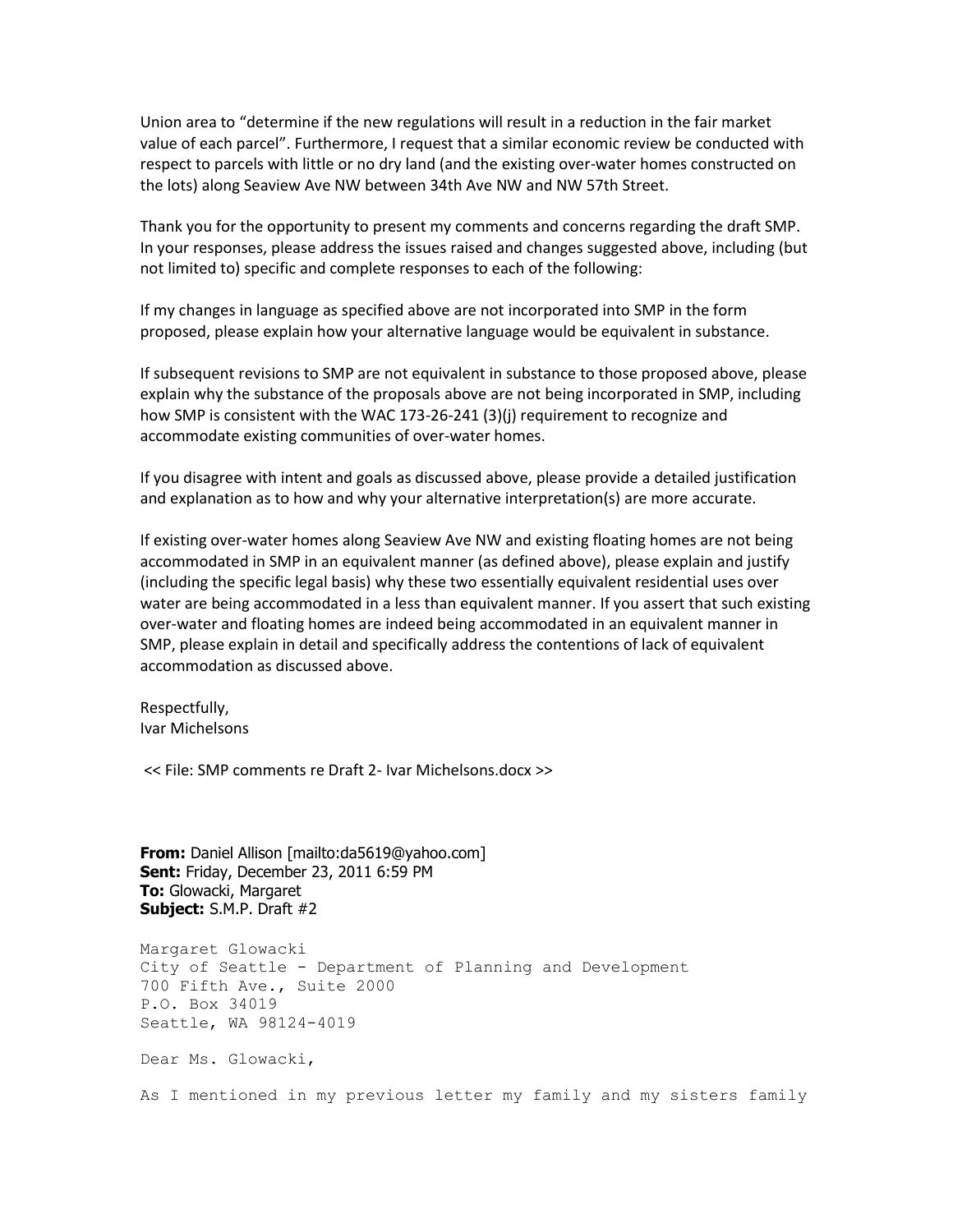Union area to "determine if the new regulations will result in a reduction in the fair market value of each parcel". Furthermore, I request that a similar economic review be conducted with respect to parcels with little or no dry land (and the existing over-water homes constructed on the lots) along Seaview Ave NW between 34th Ave NW and NW 57th Street.

Thank you for the opportunity to present my comments and concerns regarding the draft SMP. In your responses, please address the issues raised and changes suggested above, including (but not limited to) specific and complete responses to each of the following:

If my changes in language as specified above are not incorporated into SMP in the form proposed, please explain how your alternative language would be equivalent in substance.

If subsequent revisions to SMP are not equivalent in substance to those proposed above, please explain why the substance of the proposals above are not being incorporated in SMP, including how SMP is consistent with the WAC 173-26-241 (3)(j) requirement to recognize and accommodate existing communities of over-water homes.

If you disagree with intent and goals as discussed above, please provide a detailed justification and explanation as to how and why your alternative interpretation(s) are more accurate.

If existing over-water homes along Seaview Ave NW and existing floating homes are not being accommodated in SMP in an equivalent manner (as defined above), please explain and justify (including the specific legal basis) why these two essentially equivalent residential uses over water are being accommodated in a less than equivalent manner. If you assert that such existing over-water and floating homes are indeed being accommodated in an equivalent manner in SMP, please explain in detail and specifically address the contentions of lack of equivalent accommodation as discussed above.

Respectfully,
Ivar Michelsons

<< File: SMP comments re Draft 2- Ivar Michelsons.docx >>

**From:** Daniel Allison [mailto:da5619@yahoo.com]
**Sent:** Friday, December 23, 2011 6:59 PM
**To:** Glowacki, Margaret
**Subject:** S.M.P. Draft #2

Margaret Glowacki
City of Seattle - Department of Planning and Development
700 Fifth Ave., Suite 2000
P.O. Box 34019
Seattle, WA 98124-4019

Dear Ms. Glowacki,

As I mentioned in my previous letter my family and my sisters family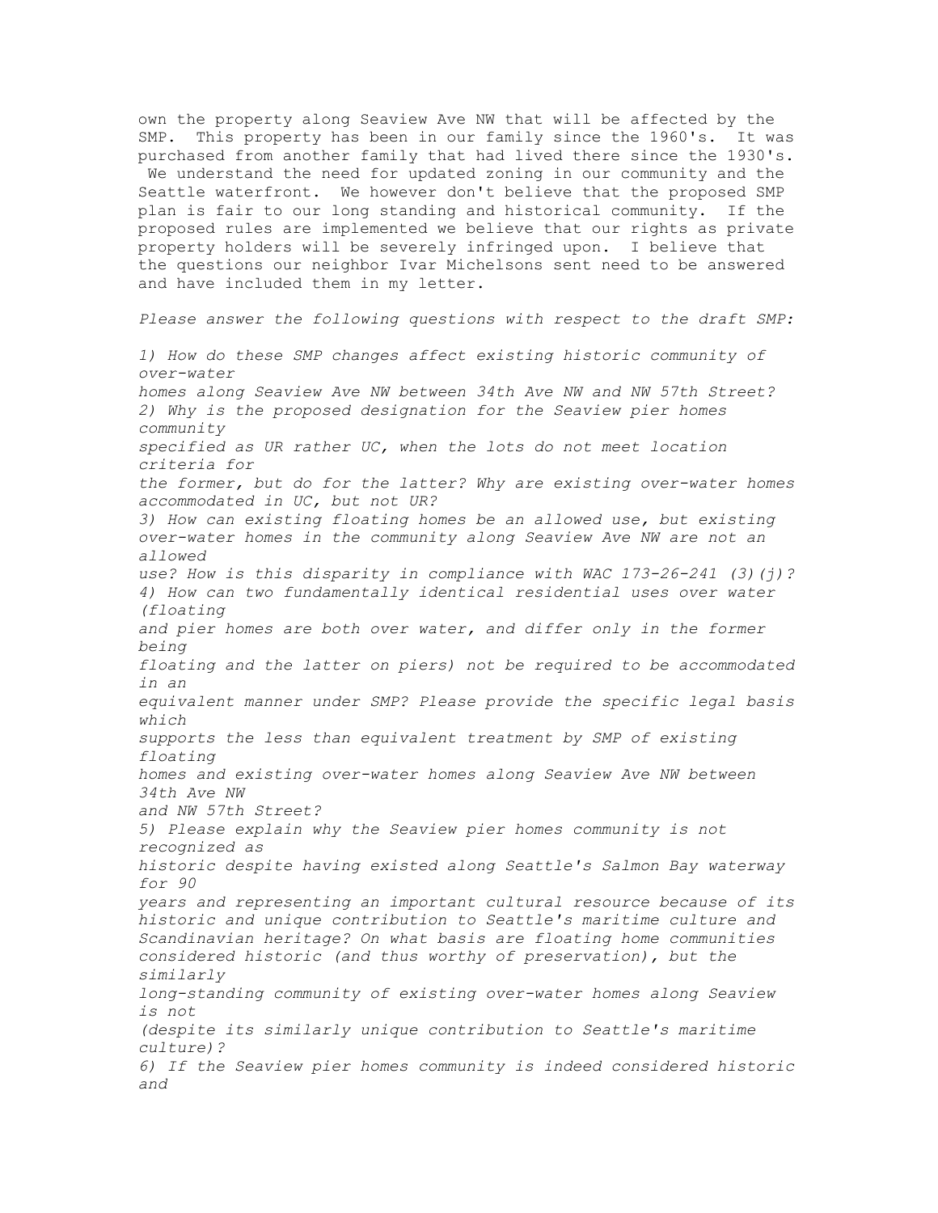own the property along Seaview Ave NW that will be affected by the SMP. This property has been in our family since the 1960's. It was purchased from another family that had lived there since the 1930's. We understand the need for updated zoning in our community and the Seattle waterfront. We however don't believe that the proposed SMP plan is fair to our long standing and historical community. If the proposed rules are implemented we believe that our rights as private property holders will be severely infringed upon. I believe that the questions our neighbor Ivar Michelsons sent need to be answered and have included them in my letter.

*Please answer the following questions with respect to the draft SMP:*

*1) How do these SMP changes affect existing historic community of over-water homes along Seaview Ave NW between 34th Ave NW and NW 57th Street?*
*2) Why is the proposed designation for the Seaview pier homes community specified as UR rather UC, when the lots do not meet location criteria for the former, but do for the latter? Why are existing over-water homes accommodated in UC, but not UR?*
*3) How can existing floating homes be an allowed use, but existing over-water homes in the community along Seaview Ave NW are not an allowed use? How is this disparity in compliance with WAC 173-26-241 (3)(j)?*
*4) How can two fundamentally identical residential uses over water (floating and pier homes are both over water, and differ only in the former being floating and the latter on piers) not be required to be accommodated in an equivalent manner under SMP? Please provide the specific legal basis which supports the less than equivalent treatment by SMP of existing floating homes and existing over-water homes along Seaview Ave NW between 34th Ave NW and NW 57th Street?*
*5) Please explain why the Seaview pier homes community is not recognized as historic despite having existed along Seattle's Salmon Bay waterway for 90 years and representing an important cultural resource because of its historic and unique contribution to Seattle's maritime culture and Scandinavian heritage? On what basis are floating home communities considered historic (and thus worthy of preservation), but the similarly long-standing community of existing over-water homes along Seaview is not (despite its similarly unique contribution to Seattle's maritime culture)?*
*6) If the Seaview pier homes community is indeed considered historic and*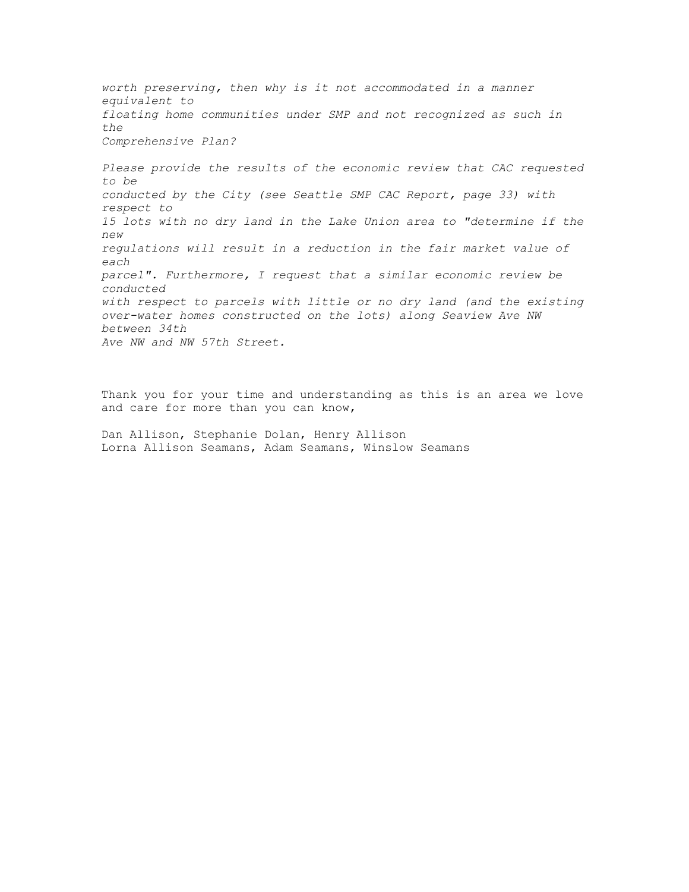*worth preserving, then why is it not accommodated in a manner equivalent to floating home communities under SMP and not recognized as such in the Comprehensive Plan?*

*Please provide the results of the economic review that CAC requested to be conducted by the City (see Seattle SMP CAC Report, page 33) with respect to 15 lots with no dry land in the Lake Union area to "determine if the new regulations will result in a reduction in the fair market value of each parcel". Furthermore, I request that a similar economic review be conducted with respect to parcels with little or no dry land (and the existing over-water homes constructed on the lots) along Seaview Ave NW between 34th Ave NW and NW 57th Street.*

Thank you for your time and understanding as this is an area we love and care for more than you can know,

Dan Allison, Stephanie Dolan, Henry Allison
Lorna Allison Seamans, Adam Seamans, Winslow Seamans